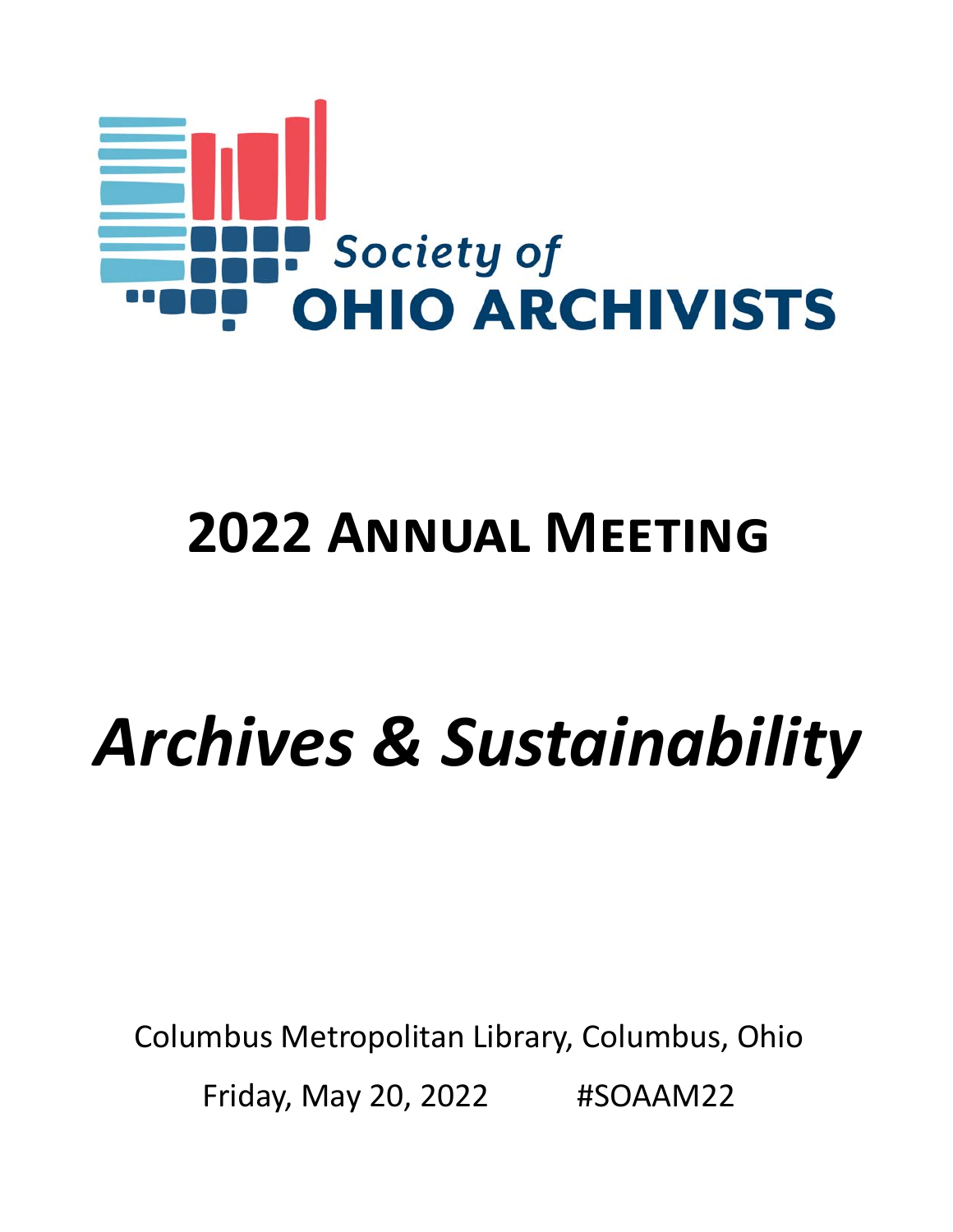Society of
OHIO ARCHIVISTS

# 2022 Annual Meeting

# *Archives & Sustainability*

Columbus Metropolitan Library, Columbus, Ohio

Friday, May 20, 2022 #SOAAM22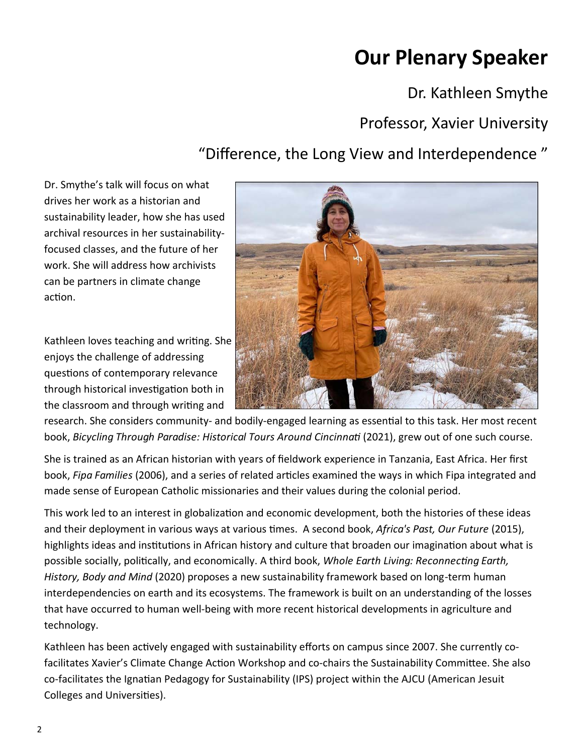# Our Plenary Speaker

Dr. Kathleen Smythe

Professor, Xavier University

"Difference, the Long View and Interdependence "

Dr. Smythe's talk will focus on what drives her work as a historian and sustainability leader, how she has used archival resources in her sustainability-focused classes, and the future of her work. She will address how archivists can be partners in climate change action.

Kathleen loves teaching and writing. She enjoys the challenge of addressing questions of contemporary relevance through historical investigation both in the classroom and through writing and research. She considers community- and bodily-engaged learning as essential to this task. Her most recent book, *Bicycling Through Paradise: Historical Tours Around Cincinnati* (2021), grew out of one such course.

She is trained as an African historian with years of fieldwork experience in Tanzania, East Africa. Her first book, *Fipa Families* (2006), and a series of related articles examined the ways in which Fipa integrated and made sense of European Catholic missionaries and their values during the colonial period.

This work led to an interest in globalization and economic development, both the histories of these ideas and their deployment in various ways at various times. A second book, *Africa's Past, Our Future* (2015), highlights ideas and institutions in African history and culture that broaden our imagination about what is possible socially, politically, and economically. A third book, *Whole Earth Living: Reconnecting Earth, History, Body and Mind* (2020) proposes a new sustainability framework based on long-term human interdependencies on earth and its ecosystems. The framework is built on an understanding of the losses that have occurred to human well-being with more recent historical developments in agriculture and technology.

Kathleen has been actively engaged with sustainability efforts on campus since 2007. She currently co-facilitates Xavier's Climate Change Action Workshop and co-chairs the Sustainability Committee. She also co-facilitates the Ignatian Pedagogy for Sustainability (IPS) project within the AJCU (American Jesuit Colleges and Universities).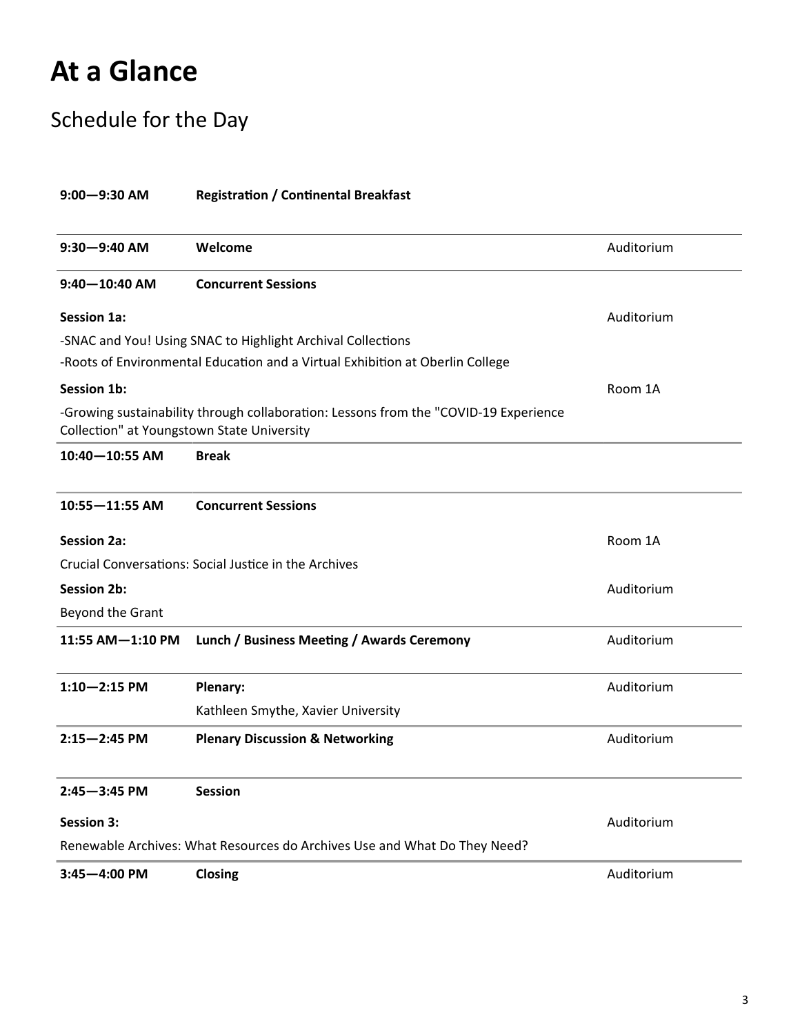# At a Glance

## Schedule for the Day

| Time | Event | Location |
|---|---|---|
| **9:00—9:30 AM** | **Registration / Continental Breakfast** | |
| **9:30—9:40 AM** | **Welcome** | Auditorium |
| **9:40—10:40 AM** | **Concurrent Sessions** | |
| **Session 1a:** | | Auditorium |
| -SNAC and You! Using SNAC to Highlight Archival Collections | | |
| -Roots of Environmental Education and a Virtual Exhibition at Oberlin College | | |
| **Session 1b:** | | Room 1A |
| -Growing sustainability through collaboration: Lessons from the "COVID-19 Experience Collection" at Youngstown State University | | |
| **10:40—10:55 AM** | **Break** | |
| **10:55—11:55 AM** | **Concurrent Sessions** | |
| **Session 2a:** | | Room 1A |
| Crucial Conversations: Social Justice in the Archives | | |
| **Session 2b:** | | Auditorium |
| Beyond the Grant | | |
| **11:55 AM—1:10 PM** | **Lunch / Business Meeting / Awards Ceremony** | Auditorium |
| **1:10—2:15 PM** | **Plenary:** Kathleen Smythe, Xavier University | Auditorium |
| **2:15—2:45 PM** | **Plenary Discussion & Networking** | Auditorium |
| **2:45—3:45 PM** | **Session** | |
| **Session 3:** | | Auditorium |
| Renewable Archives: What Resources do Archives Use and What Do They Need? | | |
| **3:45—4:00 PM** | **Closing** | Auditorium |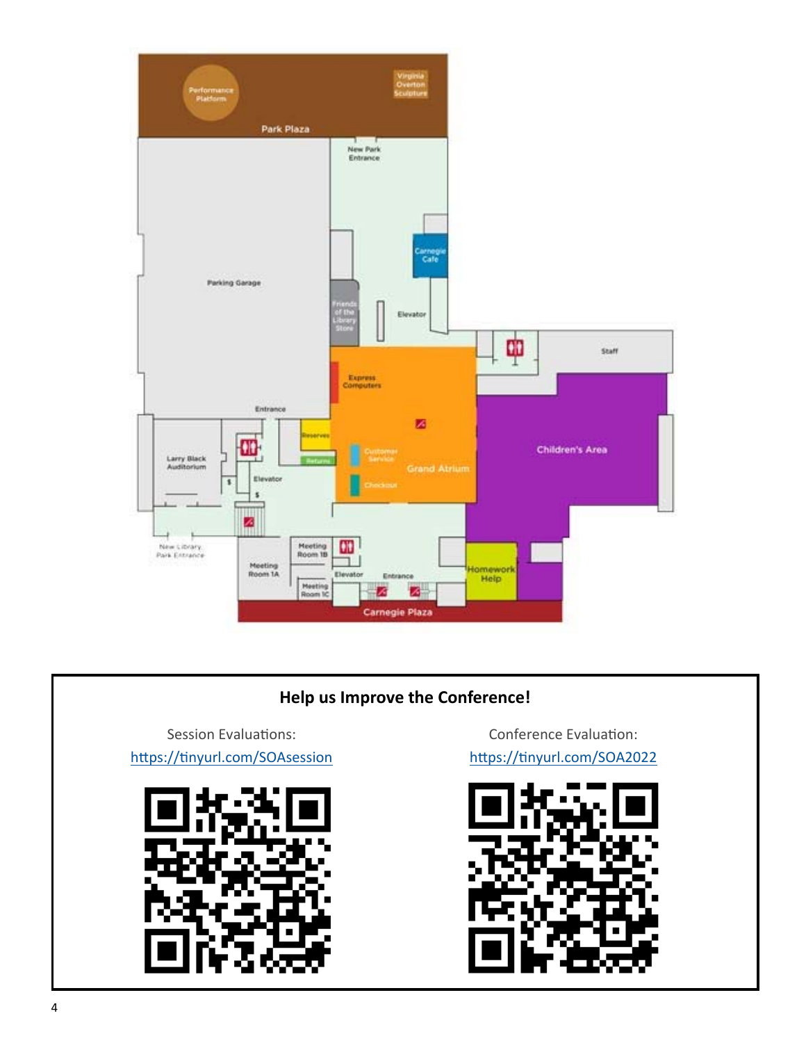Performance Platform

Virginia Overton Sculpture

Park Plaza

New Park Entrance

Carnegie Cafe

Parking Garage

Friends of the Library Store

Elevator

Staff

Express Computers

Entrance

Reserves

Children's Area

Larry Black Auditorium

Returns

Customer Service

Grand Atrium

Elevator

Checkout

New Library Park Entrance

Meeting Room 1B

Meeting Room 1A

Homework Help

Elevator

Entrance

Meeting Room 1C

Carnegie Plaza

**Help us Improve the Conference!**

Session Evaluations:
https://tinyurl.com/SOAsession

Conference Evaluation:
https://tinyurl.com/SOA2022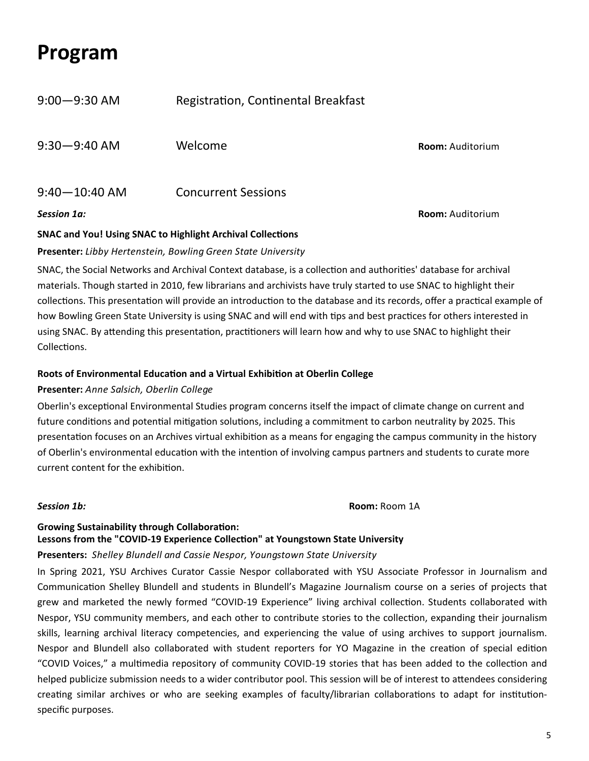# Program

9:00—9:30 AM Registration, Continental Breakfast

9:30—9:40 AM Welcome **Room:** Auditorium

9:40—10:40 AM Concurrent Sessions

***Session 1a:*** **Room:** Auditorium

**SNAC and You! Using SNAC to Highlight Archival Collections**

**Presenter:** *Libby Hertenstein, Bowling Green State University*

SNAC, the Social Networks and Archival Context database, is a collection and authorities' database for archival materials. Though started in 2010, few librarians and archivists have truly started to use SNAC to highlight their collections. This presentation will provide an introduction to the database and its records, offer a practical example of how Bowling Green State University is using SNAC and will end with tips and best practices for others interested in using SNAC. By attending this presentation, practitioners will learn how and why to use SNAC to highlight their Collections.

**Roots of Environmental Education and a Virtual Exhibition at Oberlin College**

**Presenter:** *Anne Salsich, Oberlin College*

Oberlin's exceptional Environmental Studies program concerns itself the impact of climate change on current and future conditions and potential mitigation solutions, including a commitment to carbon neutrality by 2025. This presentation focuses on an Archives virtual exhibition as a means for engaging the campus community in the history of Oberlin's environmental education with the intention of involving campus partners and students to curate more current content for the exhibition.

***Session 1b:*** **Room:** Room 1A

**Growing Sustainability through Collaboration:**
**Lessons from the "COVID-19 Experience Collection" at Youngstown State University**

**Presenters:** *Shelley Blundell and Cassie Nespor, Youngstown State University*

In Spring 2021, YSU Archives Curator Cassie Nespor collaborated with YSU Associate Professor in Journalism and Communication Shelley Blundell and students in Blundell's Magazine Journalism course on a series of projects that grew and marketed the newly formed "COVID-19 Experience" living archival collection. Students collaborated with Nespor, YSU community members, and each other to contribute stories to the collection, expanding their journalism skills, learning archival literacy competencies, and experiencing the value of using archives to support journalism. Nespor and Blundell also collaborated with student reporters for YO Magazine in the creation of special edition "COVID Voices," a multimedia repository of community COVID-19 stories that has been added to the collection and helped publicize submission needs to a wider contributor pool. This session will be of interest to attendees considering creating similar archives or who are seeking examples of faculty/librarian collaborations to adapt for institution-specific purposes.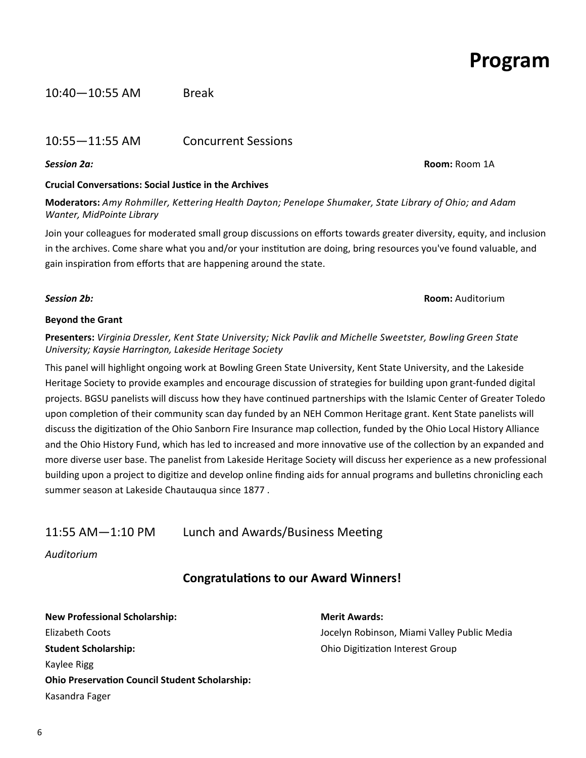# Program

10:40—10:55 AM Break

## 10:55—11:55 AM Concurrent Sessions

***Session 2a:*** **Room:** Room 1A

**Crucial Conversations: Social Justice in the Archives**

**Moderators:** *Amy Rohmiller, Kettering Health Dayton; Penelope Shumaker, State Library of Ohio; and Adam Wanter, MidPointe Library*

Join your colleagues for moderated small group discussions on efforts towards greater diversity, equity, and inclusion in the archives. Come share what you and/or your institution are doing, bring resources you've found valuable, and gain inspiration from efforts that are happening around the state.

***Session 2b:*** **Room:** Auditorium

**Beyond the Grant**

**Presenters:** *Virginia Dressler, Kent State University; Nick Pavlik and Michelle Sweetster, Bowling Green State University; Kaysie Harrington, Lakeside Heritage Society*

This panel will highlight ongoing work at Bowling Green State University, Kent State University, and the Lakeside Heritage Society to provide examples and encourage discussion of strategies for building upon grant-funded digital projects. BGSU panelists will discuss how they have continued partnerships with the Islamic Center of Greater Toledo upon completion of their community scan day funded by an NEH Common Heritage grant. Kent State panelists will discuss the digitization of the Ohio Sanborn Fire Insurance map collection, funded by the Ohio Local History Alliance and the Ohio History Fund, which has led to increased and more innovative use of the collection by an expanded and more diverse user base. The panelist from Lakeside Heritage Society will discuss her experience as a new professional building upon a project to digitize and develop online finding aids for annual programs and bulletins chronicling each summer season at Lakeside Chautauqua since 1877 .

## 11:55 AM—1:10 PM Lunch and Awards/Business Meeting

*Auditorium*

### Congratulations to our Award Winners!

**New Professional Scholarship:**
Elizabeth Coots

**Student Scholarship:**
Kaylee Rigg

**Ohio Preservation Council Student Scholarship:**
Kasandra Fager

**Merit Awards:**
Jocelyn Robinson, Miami Valley Public Media
Ohio Digitization Interest Group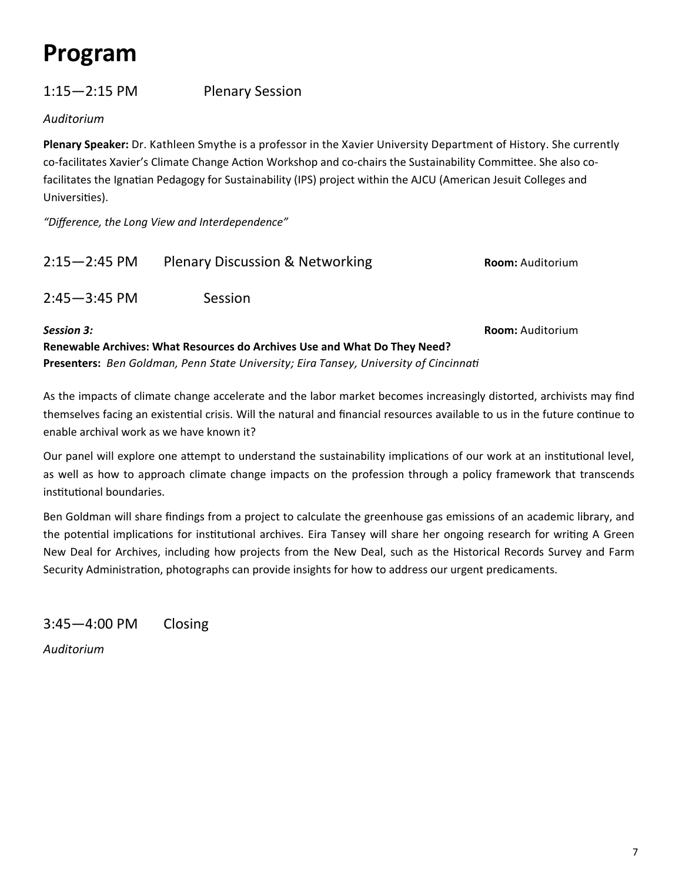# Program

## 1:15—2:15 PM Plenary Session

*Auditorium*

**Plenary Speaker:** Dr. Kathleen Smythe is a professor in the Xavier University Department of History. She currently co-facilitates Xavier's Climate Change Action Workshop and co-chairs the Sustainability Committee. She also co-facilitates the Ignatian Pedagogy for Sustainability (IPS) project within the AJCU (American Jesuit Colleges and Universities).

*"Difference, the Long View and Interdependence"*

## 2:15—2:45 PM Plenary Discussion & Networking

**Room:** Auditorium

## 2:45—3:45 PM Session

***Session 3:***

**Room:** Auditorium

**Renewable Archives: What Resources do Archives Use and What Do They Need?**

**Presenters:** *Ben Goldman, Penn State University; Eira Tansey, University of Cincinnati*

As the impacts of climate change accelerate and the labor market becomes increasingly distorted, archivists may find themselves facing an existential crisis. Will the natural and financial resources available to us in the future continue to enable archival work as we have known it?

Our panel will explore one attempt to understand the sustainability implications of our work at an institutional level, as well as how to approach climate change impacts on the profession through a policy framework that transcends institutional boundaries.

Ben Goldman will share findings from a project to calculate the greenhouse gas emissions of an academic library, and the potential implications for institutional archives. Eira Tansey will share her ongoing research for writing A Green New Deal for Archives, including how projects from the New Deal, such as the Historical Records Survey and Farm Security Administration, photographs can provide insights for how to address our urgent predicaments.

## 3:45—4:00 PM Closing

*Auditorium*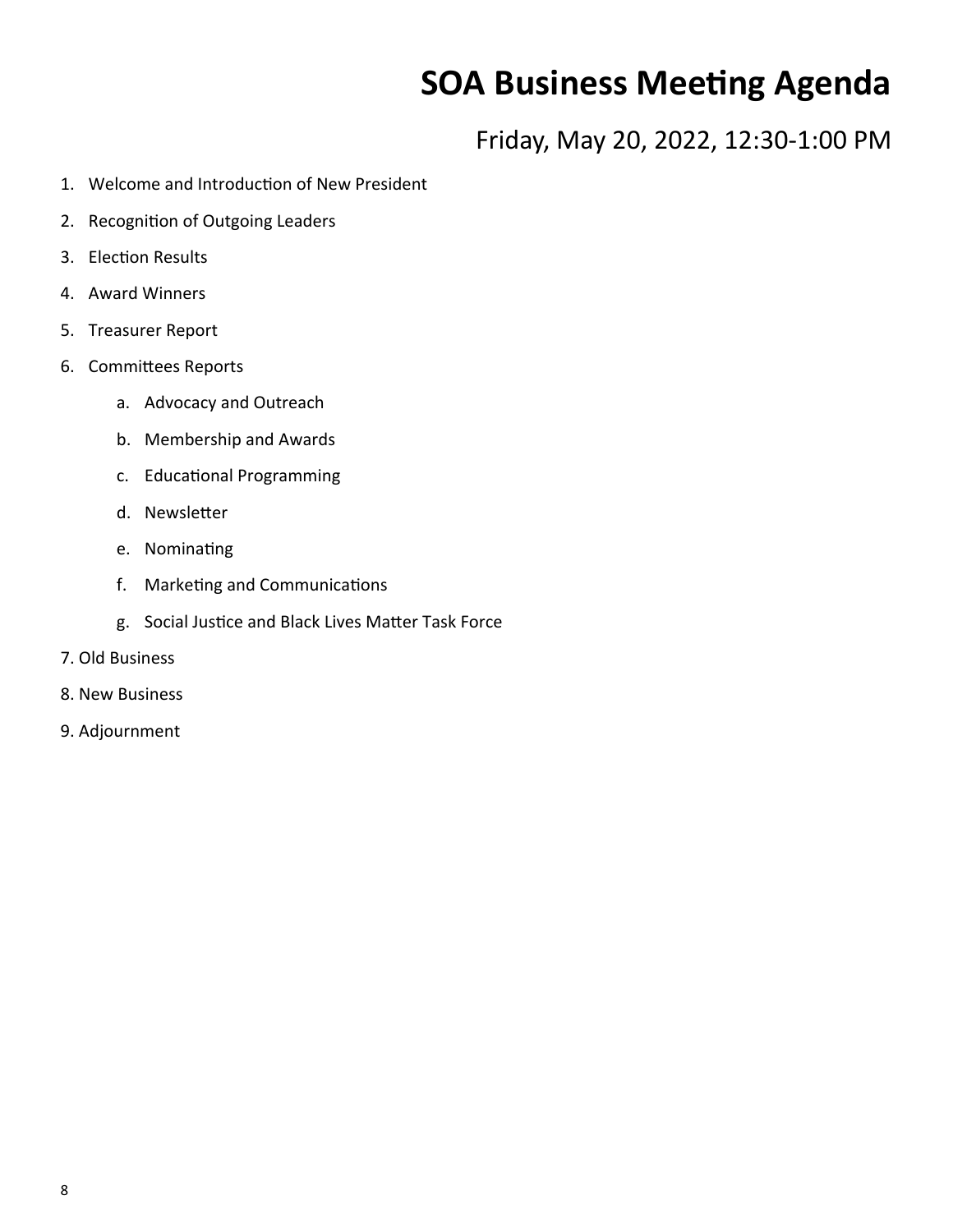# SOA Business Meeting Agenda

Friday, May 20, 2022, 12:30-1:00 PM

1. Welcome and Introduction of New President
2. Recognition of Outgoing Leaders
3. Election Results
4. Award Winners
5. Treasurer Report
6. Committees Reports
    a. Advocacy and Outreach
    b. Membership and Awards
    c. Educational Programming
    d. Newsletter
    e. Nominating
    f. Marketing and Communications
    g. Social Justice and Black Lives Matter Task Force
7. Old Business
8. New Business
9. Adjournment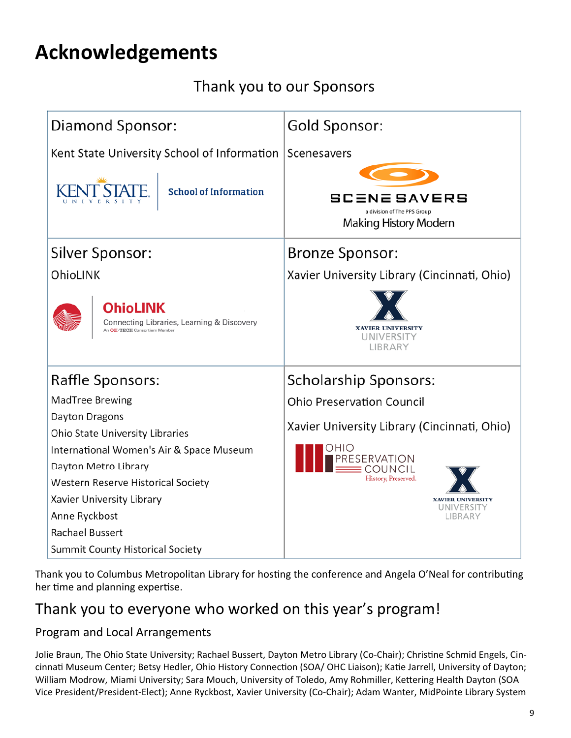# Acknowledgements

Thank you to our Sponsors

| Diamond Sponsor: | Gold Sponsor: |
|---|---|
| Kent State University School of Information | Scenesavers |
| Silver Sponsor: | Bronze Sponsor: |
| OhioLINK | Xavier University Library (Cincinnati, Ohio) |
| Raffle Sponsors: | Scholarship Sponsors: |
| MadTree Brewing<br>Dayton Dragons<br>Ohio State University Libraries<br>International Women's Air & Space Museum<br>Dayton Metro Library<br>Western Reserve Historical Society<br>Xavier University Library<br>Anne Ryckbost<br>Rachael Bussert<br>Summit County Historical Society | Ohio Preservation Council<br>Xavier University Library (Cincinnati, Ohio) |

Thank you to Columbus Metropolitan Library for hosting the conference and Angela O'Neal for contributing her time and planning expertise.

## Thank you to everyone who worked on this year's program!

### Program and Local Arrangements

Jolie Braun, The Ohio State University; Rachael Bussert, Dayton Metro Library (Co-Chair); Christine Schmid Engels, Cincinnati Museum Center; Betsy Hedler, Ohio History Connection (SOA/ OHC Liaison); Katie Jarrell, University of Dayton; William Modrow, Miami University; Sara Mouch, University of Toledo, Amy Rohmiller, Kettering Health Dayton (SOA Vice President/President-Elect); Anne Ryckbost, Xavier University (Co-Chair); Adam Wanter, MidPointe Library System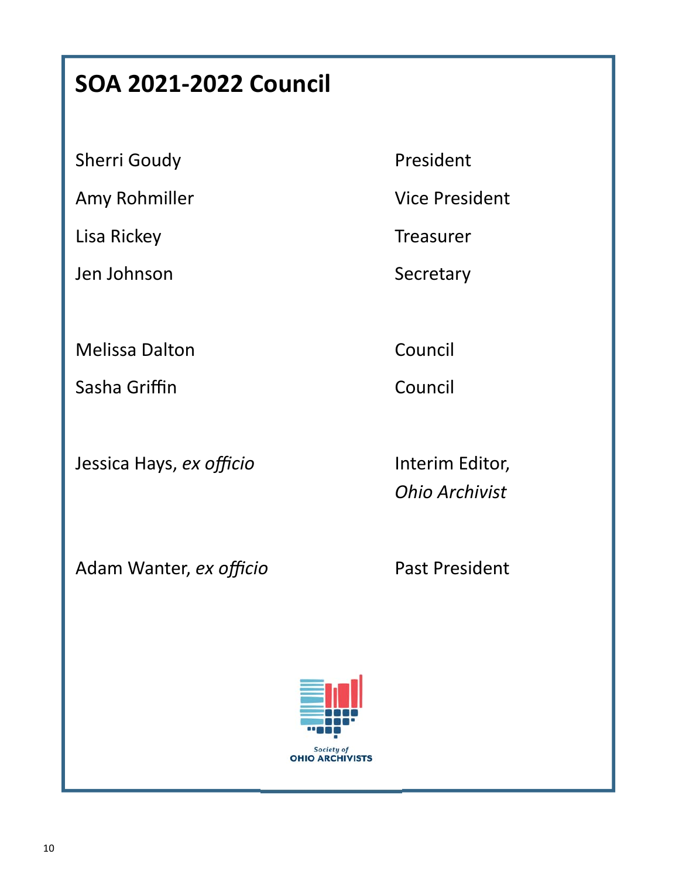# SOA 2021-2022 Council

| | |
|---|---|
| Sherri Goudy | President |
| Amy Rohmiller | Vice President |
| Lisa Rickey | Treasurer |
| Jen Johnson | Secretary |
| Melissa Dalton | Council |
| Sasha Griffin | Council |
| Jessica Hays, *ex officio* | Interim Editor, *Ohio Archivist* |
| Adam Wanter, *ex officio* | Past President |

Society of OHIO ARCHIVISTS